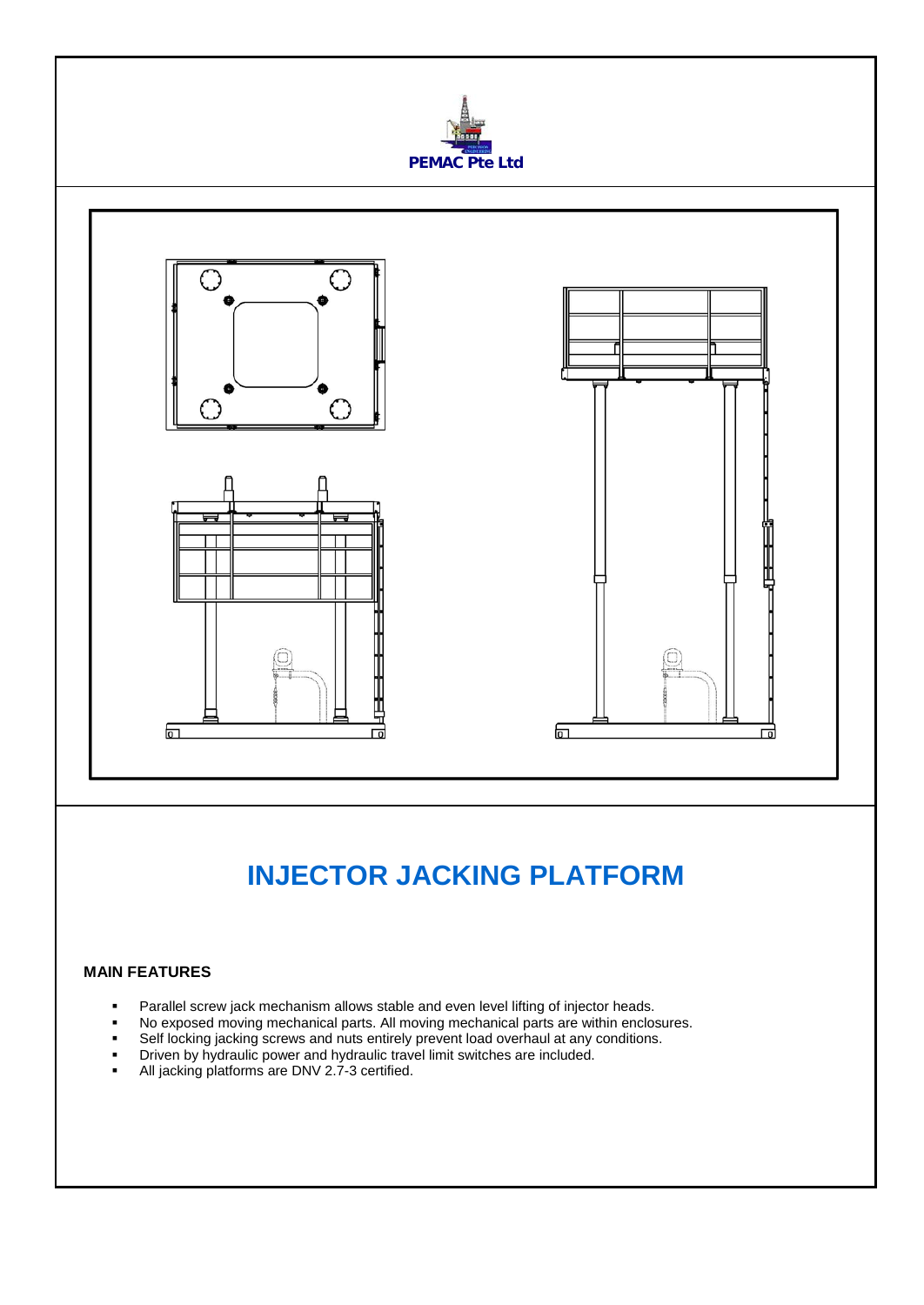PEMAC Pte Ltd

# INJECTOR JACKING PLATFORM

### MAIN FEATURES

- Parallel screw jack mechanism allows stable and even level lifting of injector heads.
- No exposed moving mechanical parts. All moving mechanical parts are within enclosures.
- Self locking jacking screws and nuts entirely prevent load overhaul at any conditions.
- Driven by hydraulic power and hydraulic travel limit switches are included.
- All jacking platforms are DNV 2.7-3 certified.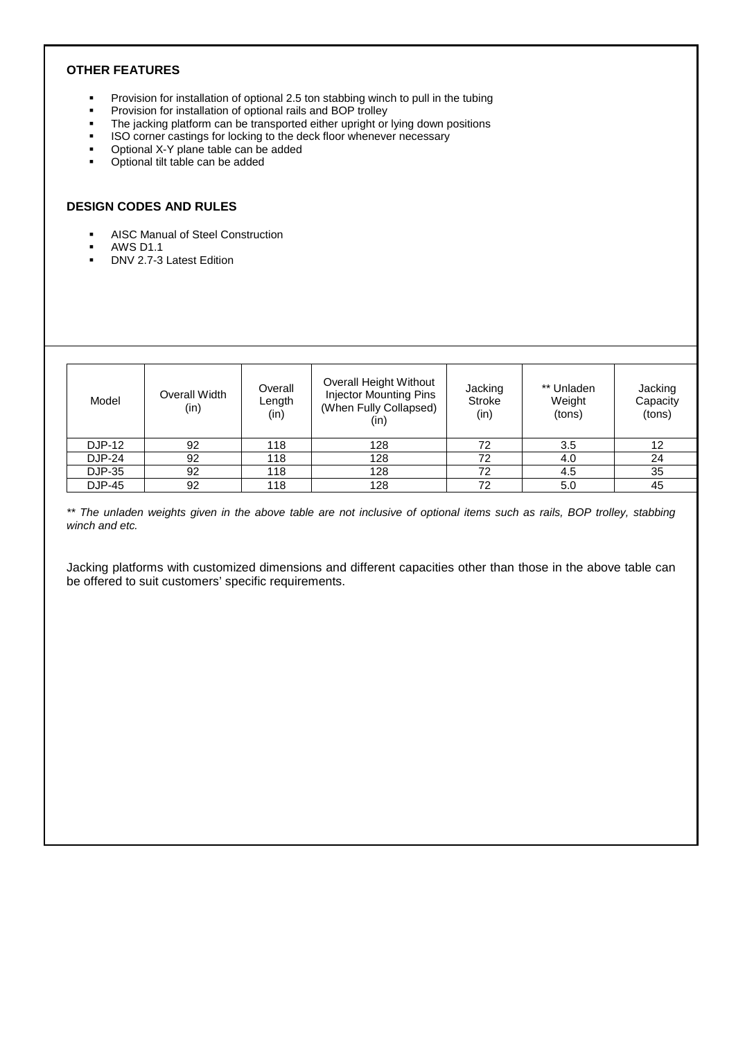**OTHER FEATURES**

- Provision for installation of optional 2.5 ton stabbing winch to pull in the tubing
- Provision for installation of optional rails and BOP trolley
- The jacking platform can be transported either upright or lying down positions
- ISO corner castings for locking to the deck floor whenever necessary
- Optional X-Y plane table can be added
- Optional tilt table can be added

**DESIGN CODES AND RULES**

- AISC Manual of Steel Construction
- AWS D1.1
- DNV 2.7-3 Latest Edition

| Model | Overall Width (in) | Overall Length (in) | Overall Height Without Injector Mounting Pins (When Fully Collapsed) (in) | Jacking Stroke (in) | ** Unladen Weight (tons) | Jacking Capacity (tons) |
|---|---|---|---|---|---|---|
| DJP-12 | 92 | 118 | 128 | 72 | 3.5 | 12 |
| DJP-24 | 92 | 118 | 128 | 72 | 4.0 | 24 |
| DJP-35 | 92 | 118 | 128 | 72 | 4.5 | 35 |
| DJP-45 | 92 | 118 | 128 | 72 | 5.0 | 45 |

*** The unladen weights given in the above table are not inclusive of optional items such as rails, BOP trolley, stabbing winch and etc.*

Jacking platforms with customized dimensions and different capacities other than those in the above table can be offered to suit customers' specific requirements.